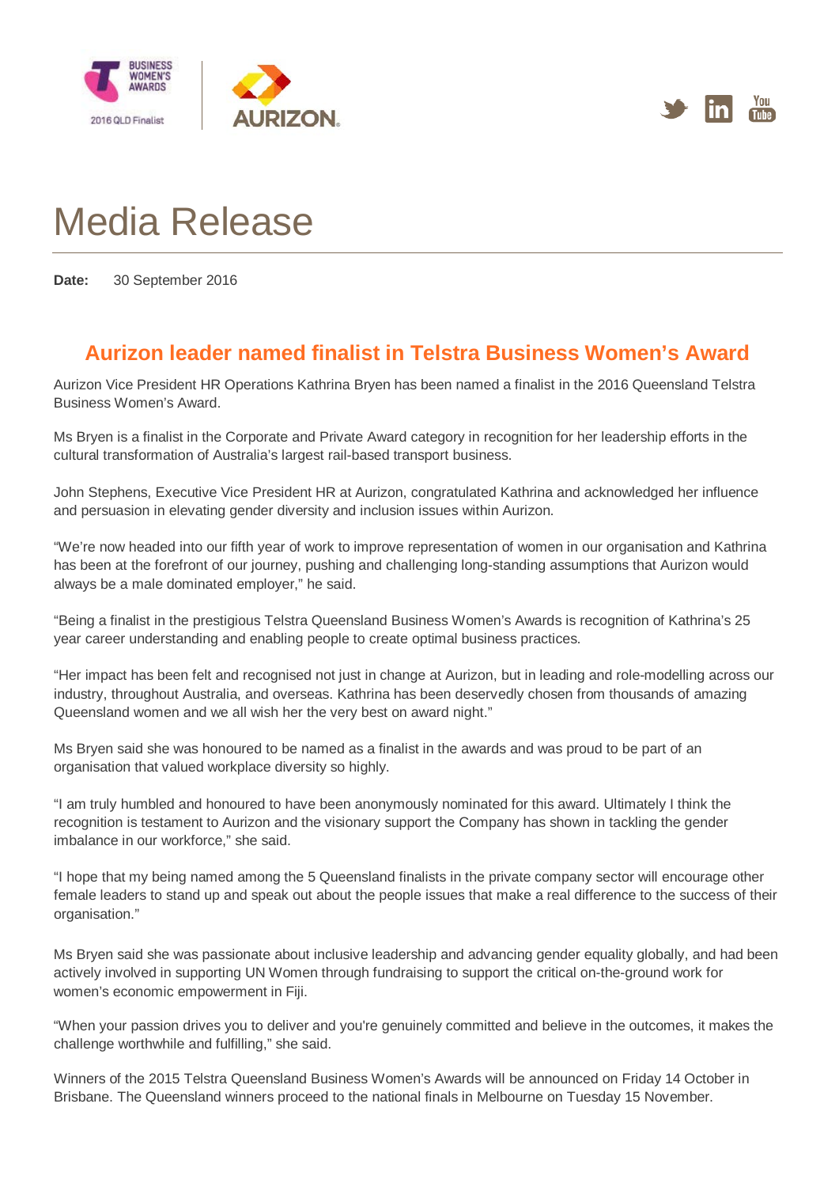# Media Release

**Date:** 30 September 2016

## Aurizon leader named finalist in Telstra Business Women's Award

Aurizon Vice President HR Operations Kathrina Bryen has been named a finalist in the 2016 Queensland Telstra Business Women's Award.

Ms Bryen is a finalist in the Corporate and Private Award category in recognition for her leadership efforts in the cultural transformation of Australia's largest rail-based transport business.

John Stephens, Executive Vice President HR at Aurizon, congratulated Kathrina and acknowledged her influence and persuasion in elevating gender diversity and inclusion issues within Aurizon.

"We're now headed into our fifth year of work to improve representation of women in our organisation and Kathrina has been at the forefront of our journey, pushing and challenging long-standing assumptions that Aurizon would always be a male dominated employer," he said.

"Being a finalist in the prestigious Telstra Queensland Business Women's Awards is recognition of Kathrina's 25 year career understanding and enabling people to create optimal business practices.

"Her impact has been felt and recognised not just in change at Aurizon, but in leading and role-modelling across our industry, throughout Australia, and overseas. Kathrina has been deservedly chosen from thousands of amazing Queensland women and we all wish her the very best on award night."

Ms Bryen said she was honoured to be named as a finalist in the awards and was proud to be part of an organisation that valued workplace diversity so highly.

"I am truly humbled and honoured to have been anonymously nominated for this award. Ultimately I think the recognition is testament to Aurizon and the visionary support the Company has shown in tackling the gender imbalance in our workforce," she said.

"I hope that my being named among the 5 Queensland finalists in the private company sector will encourage other female leaders to stand up and speak out about the people issues that make a real difference to the success of their organisation."

Ms Bryen said she was passionate about inclusive leadership and advancing gender equality globally, and had been actively involved in supporting UN Women through fundraising to support the critical on-the-ground work for women's economic empowerment in Fiji.

"When your passion drives you to deliver and you're genuinely committed and believe in the outcomes, it makes the challenge worthwhile and fulfilling," she said.

Winners of the 2015 Telstra Queensland Business Women's Awards will be announced on Friday 14 October in Brisbane. The Queensland winners proceed to the national finals in Melbourne on Tuesday 15 November.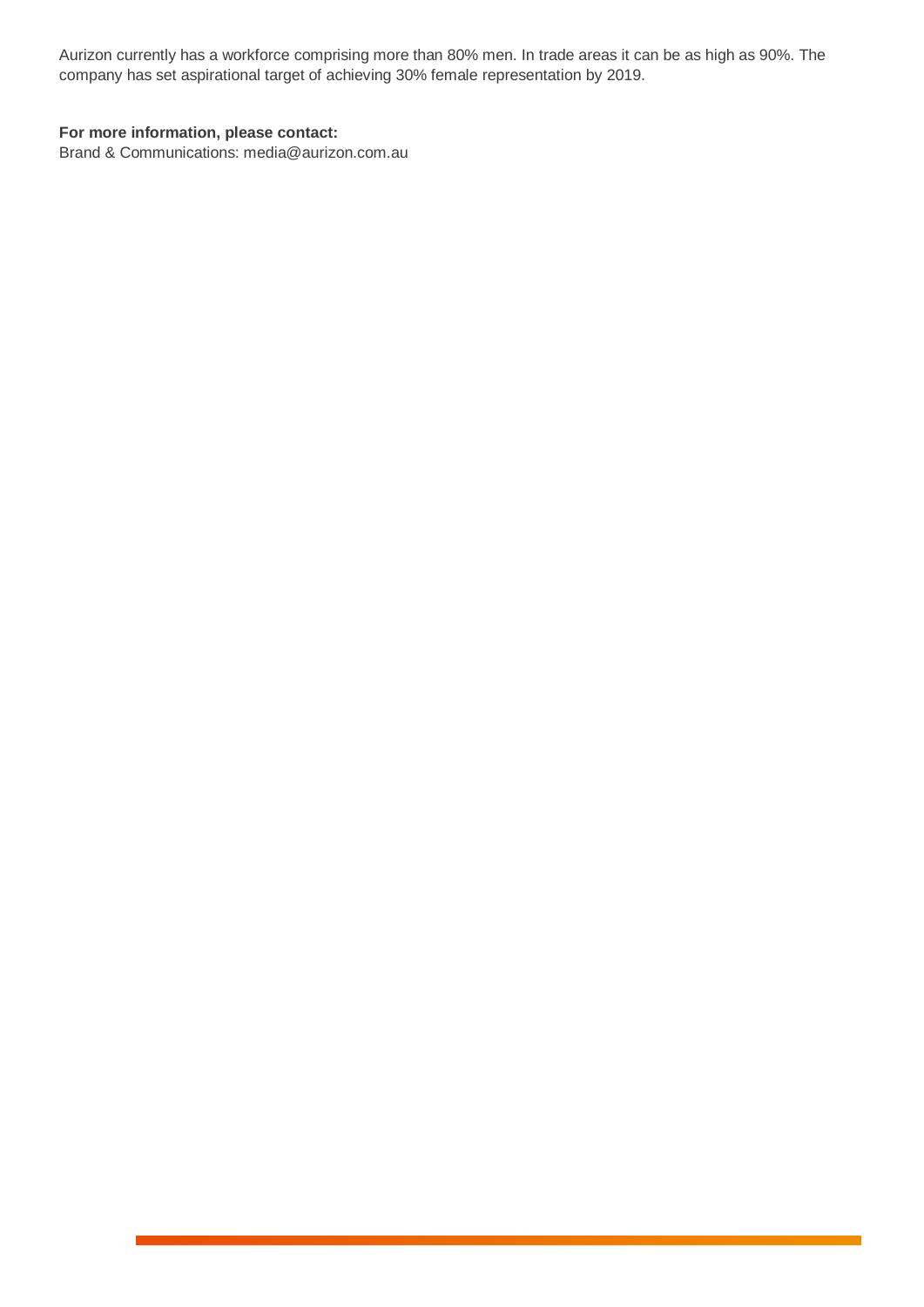Aurizon currently has a workforce comprising more than 80% men. In trade areas it can be as high as 90%. The company has set aspirational target of achieving 30% female representation by 2019.

**For more information, please contact:**
Brand & Communications: media@aurizon.com.au